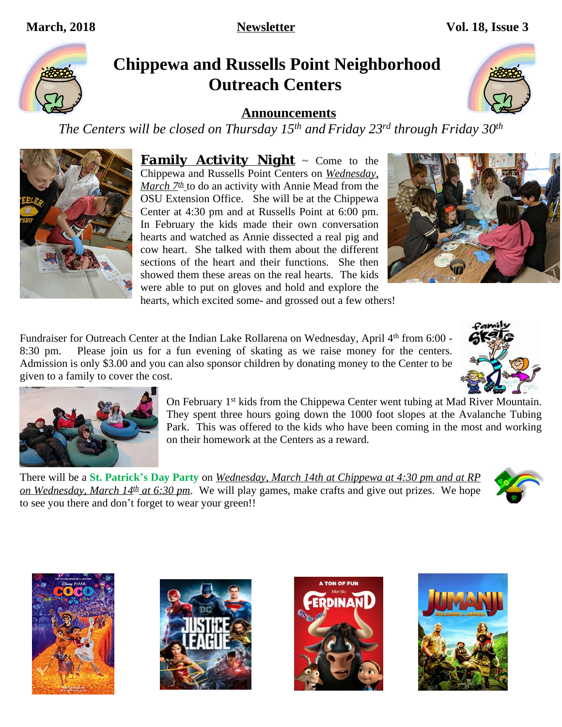March, 2018 **Newsletter** Vol. 18, Issue 3

# Chippewa and Russells Point Neighborhood Outreach Centers

## Announcements

*The Centers will be closed on Thursday 15th and Friday 23rd through Friday 30th*

**Family Activity Night** ~ Come to the Chippewa and Russells Point Centers on *Wednesday, March 7th* to do an activity with Annie Mead from the OSU Extension Office. She will be at the Chippewa Center at 4:30 pm and at Russells Point at 6:00 pm. In February the kids made their own conversation hearts and watched as Annie dissected a real pig and cow heart. She talked with them about the different sections of the heart and their functions. She then showed them these areas on the real hearts. The kids were able to put on gloves and hold and explore the hearts, which excited some- and grossed out a few others!

Fundraiser for Outreach Center at the Indian Lake Rollarena on Wednesday, April 4th from 6:00 - 8:30 pm. Please join us for a fun evening of skating as we raise money for the centers. Admission is only $3.00 and you can also sponsor children by donating money to the Center to be given to a family to cover the cost.

On February 1st kids from the Chippewa Center went tubing at Mad River Mountain. They spent three hours going down the 1000 foot slopes at the Avalanche Tubing Park. This was offered to the kids who have been coming in the most and working on their homework at the Centers as a reward.

There will be a **St. Patrick's Day Party** on *Wednesday, March 14th at Chippewa at 4:30 pm and at RP on Wednesday, March 14th at 6:30 pm*. We will play games, make crafts and give out prizes. We hope to see you there and don't forget to wear your green!!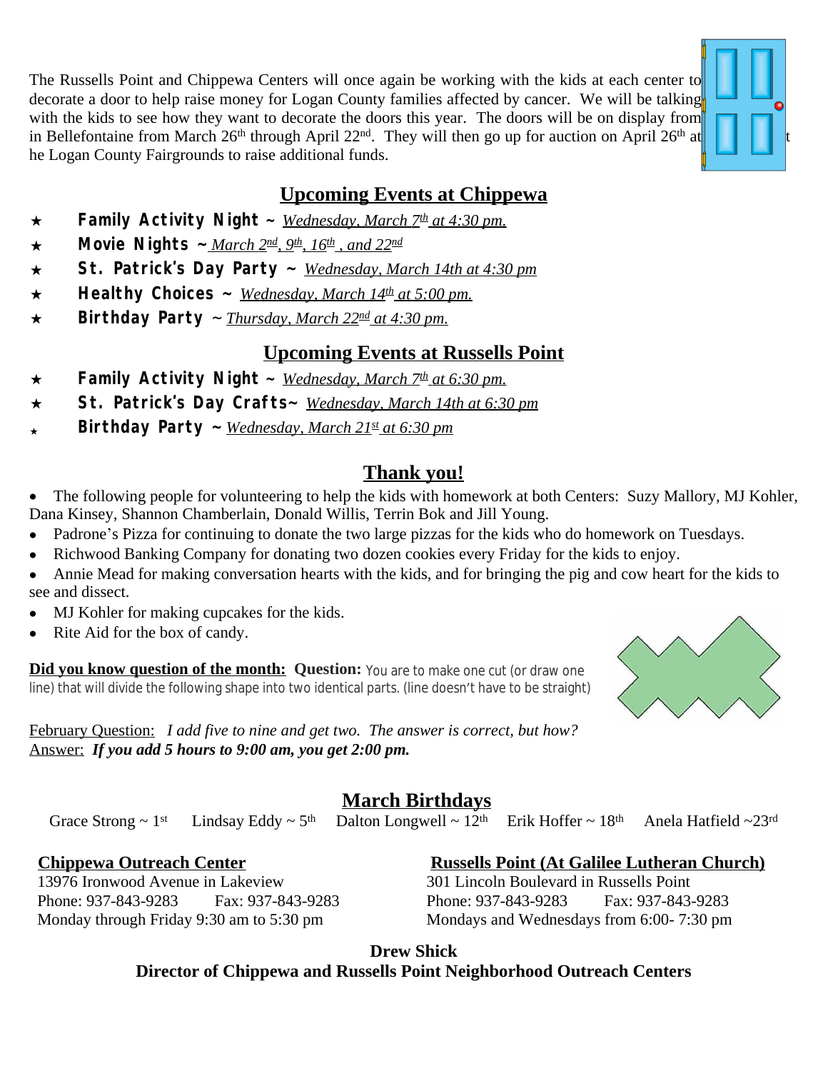The Russells Point and Chippewa Centers will once again be working with the kids at each center to decorate a door to help raise money for Logan County families affected by cancer. We will be talking with the kids to see how they want to decorate the doors this year. The doors will be on display from in Bellefontaine from March 26th through April 22nd. They will then go up for auction on April 26th at the Logan County Fairgrounds to raise additional funds.

## Upcoming Events at Chippewa

- ★ **Family Activity Night ~** *Wednesday, March 7th at 4:30 pm.*
- ★ **Movie Nights ~** *March 2nd, 9th, 16th , and 22nd*
- ★ **St. Patrick's Day Party ~** *Wednesday, March 14th at 4:30 pm*
- ★ **Healthy Choices ~** *Wednesday, March 14th at 5:00 pm.*
- ★ **Birthday Party** ~ *Thursday, March 22nd at 4:30 pm.*

## Upcoming Events at Russells Point

- ★ **Family Activity Night ~** *Wednesday, March 7th at 6:30 pm.*
- ★ **St. Patrick's Day Crafts~** *Wednesday, March 14th at 6:30 pm*
- ★ **Birthday Party ~** *Wednesday, March 21st at 6:30 pm*

## Thank you!

- The following people for volunteering to help the kids with homework at both Centers: Suzy Mallory, MJ Kohler, Dana Kinsey, Shannon Chamberlain, Donald Willis, Terrin Bok and Jill Young.
- Padrone's Pizza for continuing to donate the two large pizzas for the kids who do homework on Tuesdays.
- Richwood Banking Company for donating two dozen cookies every Friday for the kids to enjoy.
- Annie Mead for making conversation hearts with the kids, and for bringing the pig and cow heart for the kids to see and dissect.
- MJ Kohler for making cupcakes for the kids.
- Rite Aid for the box of candy.

**Did you know question of the month:** **Question:** You are to make one cut (or draw one line) that will divide the following shape into two identical parts. (line doesn't have to be straight)

February Question: *I add five to nine and get two. The answer is correct, but how?*
Answer: ***If you add 5 hours to 9:00 am, you get 2:00 pm.***

## March Birthdays

Grace Strong ~ 1st   Lindsay Eddy ~ 5th   Dalton Longwell ~ 12th   Erik Hoffer ~ 18th   Anela Hatfield ~23rd

**Chippewa Outreach Center**
13976 Ironwood Avenue in Lakeview
Phone: 937-843-9283   Fax: 937-843-9283
Monday through Friday 9:30 am to 5:30 pm

**Russells Point (At Galilee Lutheran Church)**
301 Lincoln Boulevard in Russells Point
Phone: 937-843-9283   Fax: 937-843-9283
Mondays and Wednesdays from 6:00- 7:30 pm

**Drew Shick**
**Director of Chippewa and Russells Point Neighborhood Outreach Centers**